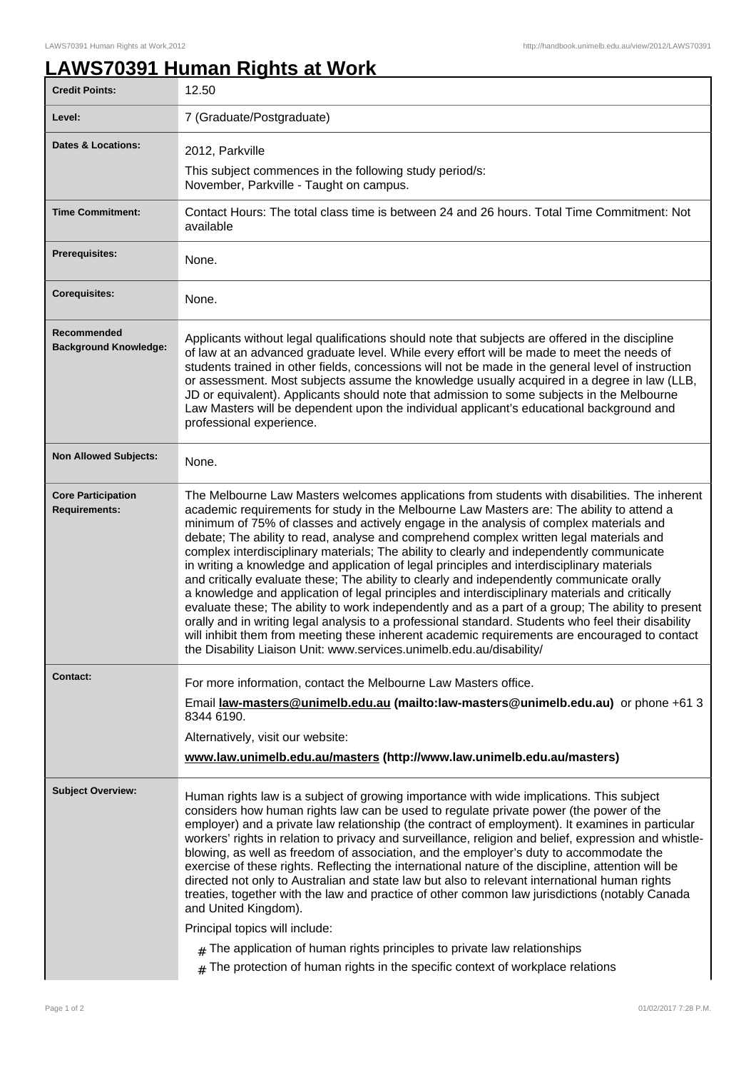# LAWS70391 Human Rights at Work

| | |
|---|---|
| **Credit Points:** | 12.50 |
| **Level:** | 7 (Graduate/Postgraduate) |
| **Dates & Locations:** | 2012, Parkville<br>This subject commences in the following study period/s:<br>November, Parkville - Taught on campus. |
| **Time Commitment:** | Contact Hours: The total class time is between 24 and 26 hours. Total Time Commitment: Not available |
| **Prerequisites:** | None. |
| **Corequisites:** | None. |
| **Recommended Background Knowledge:** | Applicants without legal qualifications should note that subjects are offered in the discipline of law at an advanced graduate level. While every effort will be made to meet the needs of students trained in other fields, concessions will not be made in the general level of instruction or assessment. Most subjects assume the knowledge usually acquired in a degree in law (LLB, JD or equivalent). Applicants should note that admission to some subjects in the Melbourne Law Masters will be dependent upon the individual applicant's educational background and professional experience. |
| **Non Allowed Subjects:** | None. |
| **Core Participation Requirements:** | The Melbourne Law Masters welcomes applications from students with disabilities. The inherent academic requirements for study in the Melbourne Law Masters are: The ability to attend a minimum of 75% of classes and actively engage in the analysis of complex materials and debate; The ability to read, analyse and comprehend complex written legal materials and complex interdisciplinary materials; The ability to clearly and independently communicate in writing a knowledge and application of legal principles and interdisciplinary materials and critically evaluate these; The ability to clearly and independently communicate orally a knowledge and application of legal principles and interdisciplinary materials and critically evaluate these; The ability to work independently and as a part of a group; The ability to present orally and in writing legal analysis to a professional standard. Students who feel their disability will inhibit them from meeting these inherent academic requirements are encouraged to contact the Disability Liaison Unit: www.services.unimelb.edu.au/disability/ |
| **Contact:** | For more information, contact the Melbourne Law Masters office.<br>Email **law-masters@unimelb.edu.au (mailto:law-masters@unimelb.edu.au)** or phone +61 3 8344 6190.<br>Alternatively, visit our website:<br>**www.law.unimelb.edu.au/masters (http://www.law.unimelb.edu.au/masters)** |
| **Subject Overview:** | Human rights law is a subject of growing importance with wide implications. This subject considers how human rights law can be used to regulate private power (the power of the employer) and a private law relationship (the contract of employment). It examines in particular workers' rights in relation to privacy and surveillance, religion and belief, expression and whistle-blowing, as well as freedom of association, and the employer's duty to accommodate the exercise of these rights. Reflecting the international nature of the discipline, attention will be directed not only to Australian and state law but also to relevant international human rights treaties, together with the law and practice of other common law jurisdictions (notably Canada and United Kingdom).<br>Principal topics will include:<br># The application of human rights principles to private law relationships<br># The protection of human rights in the specific context of workplace relations |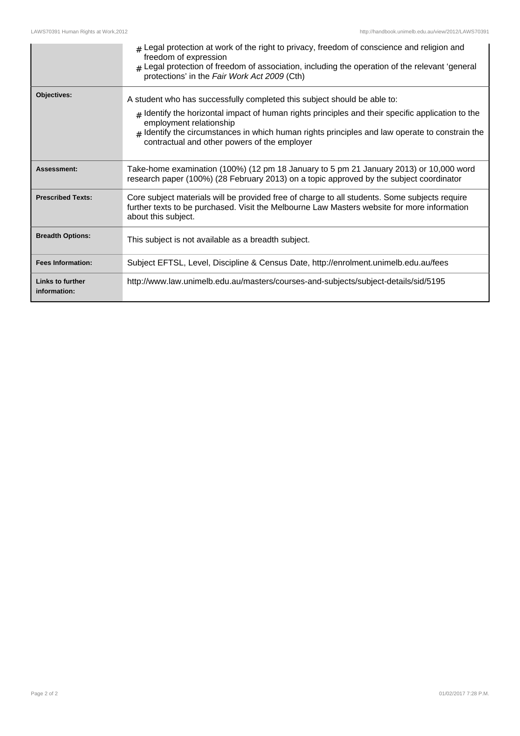| | |
|---|---|
| | # Legal protection at work of the right to privacy, freedom of conscience and religion and freedom of expression<br># Legal protection of freedom of association, including the operation of the relevant 'general protections' in the *Fair Work Act 2009* (Cth) |
| **Objectives:** | A student who has successfully completed this subject should be able to:<br># Identify the horizontal impact of human rights principles and their specific application to the employment relationship<br># Identify the circumstances in which human rights principles and law operate to constrain the contractual and other powers of the employer |
| **Assessment:** | Take-home examination (100%) (12 pm 18 January to 5 pm 21 January 2013) or 10,000 word research paper (100%) (28 February 2013) on a topic approved by the subject coordinator |
| **Prescribed Texts:** | Core subject materials will be provided free of charge to all students. Some subjects require further texts to be purchased. Visit the Melbourne Law Masters website for more information about this subject. |
| **Breadth Options:** | This subject is not available as a breadth subject. |
| **Fees Information:** | Subject EFTSL, Level, Discipline & Census Date, http://enrolment.unimelb.edu.au/fees |
| **Links to further information:** | http://www.law.unimelb.edu.au/masters/courses-and-subjects/subject-details/sid/5195 |